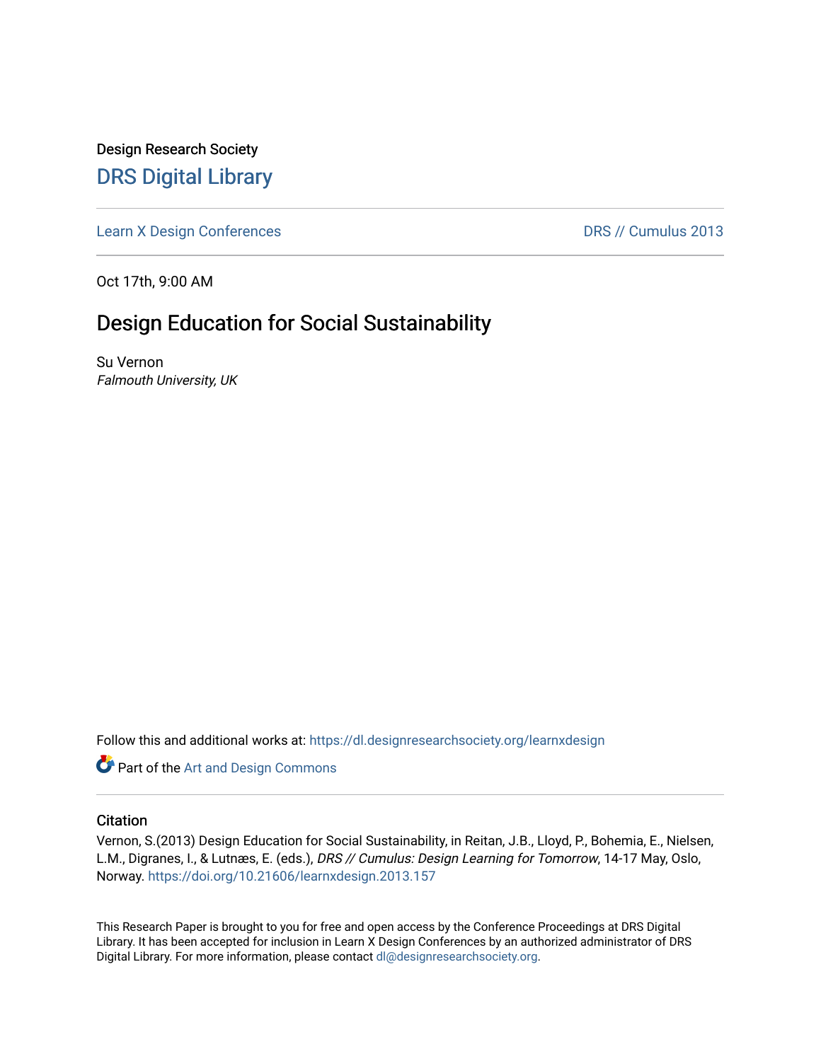Design Research Society

# DRS Digital Library

Learn X Design Conferences | DRS // Cumulus 2013

Oct 17th, 9:00 AM

## Design Education for Social Sustainability

Su Vernon
*Falmouth University, UK*

Follow this and additional works at: https://dl.designresearchsociety.org/learnxdesign

Part of the Art and Design Commons

### Citation

Vernon, S.(2013) Design Education for Social Sustainability, in Reitan, J.B., Lloyd, P., Bohemia, E., Nielsen, L.M., Digranes, I., & Lutnæs, E. (eds.), *DRS // Cumulus: Design Learning for Tomorrow*, 14-17 May, Oslo, Norway. https://doi.org/10.21606/learnxdesign.2013.157

This Research Paper is brought to you for free and open access by the Conference Proceedings at DRS Digital Library. It has been accepted for inclusion in Learn X Design Conferences by an authorized administrator of DRS Digital Library. For more information, please contact dl@designresearchsociety.org.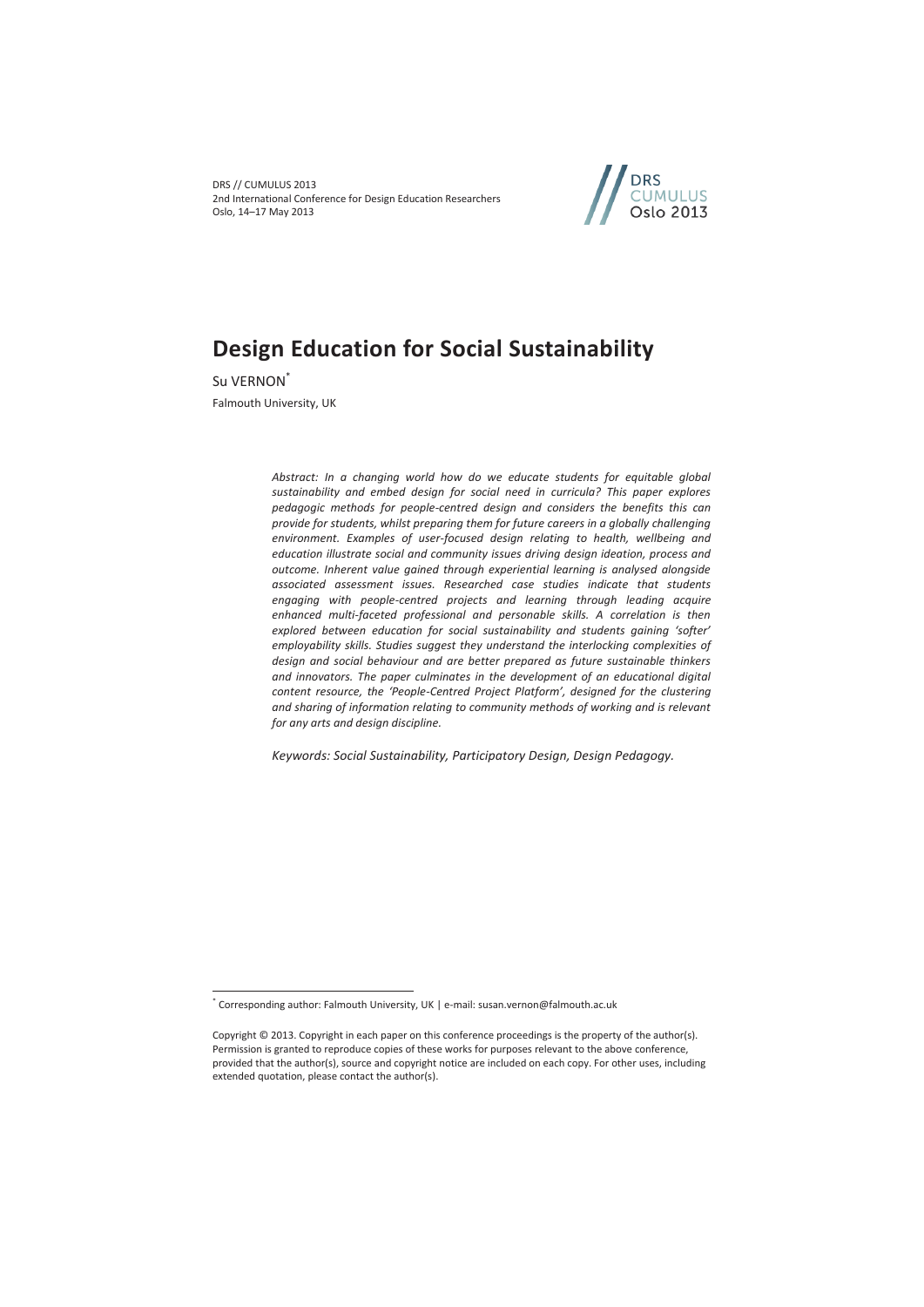# Design Education for Social Sustainability

Su VERNON[*]

Falmouth University, UK

*Abstract: In a changing world how do we educate students for equitable global sustainability and embed design for social need in curricula? This paper explores pedagogic methods for people-centred design and considers the benefits this can provide for students, whilst preparing them for future careers in a globally challenging environment. Examples of user-focused design relating to health, wellbeing and education illustrate social and community issues driving design ideation, process and outcome. Inherent value gained through experiential learning is analysed alongside associated assessment issues. Researched case studies indicate that students engaging with people-centred projects and learning through leading acquire enhanced multi-faceted professional and personable skills. A correlation is then explored between education for social sustainability and students gaining 'softer' employability skills. Studies suggest they understand the interlocking complexities of design and social behaviour and are better prepared as future sustainable thinkers and innovators. The paper culminates in the development of an educational digital content resource, the 'People-Centred Project Platform', designed for the clustering and sharing of information relating to community methods of working and is relevant for any arts and design discipline.*

*Keywords: Social Sustainability, Participatory Design, Design Pedagogy.*

---

[*] Corresponding author: Falmouth University, UK | e-mail: susan.vernon@falmouth.ac.uk

Copyright © 2013. Copyright in each paper on this conference proceedings is the property of the author(s). Permission is granted to reproduce copies of these works for purposes relevant to the above conference, provided that the author(s), source and copyright notice are included on each copy. For other uses, including extended quotation, please contact the author(s).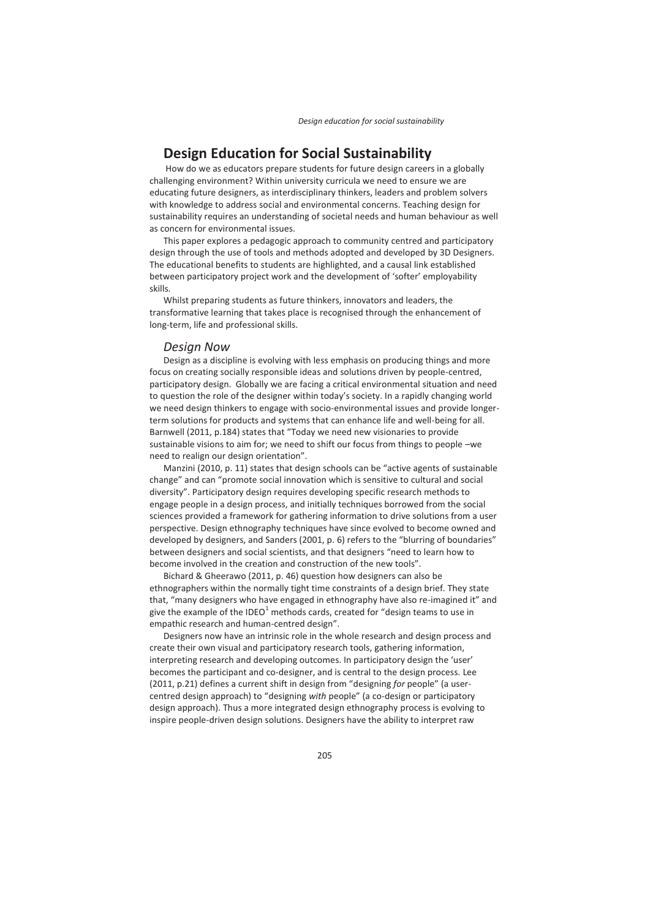# Design Education for Social Sustainability

How do we as educators prepare students for future design careers in a globally challenging environment? Within university curricula we need to ensure we are educating future designers, as interdisciplinary thinkers, leaders and problem solvers with knowledge to address social and environmental concerns. Teaching design for sustainability requires an understanding of societal needs and human behaviour as well as concern for environmental issues.

This paper explores a pedagogic approach to community centred and participatory design through the use of tools and methods adopted and developed by 3D Designers. The educational benefits to students are highlighted, and a causal link established between participatory project work and the development of 'softer' employability skills.

Whilst preparing students as future thinkers, innovators and leaders, the transformative learning that takes place is recognised through the enhancement of long-term, life and professional skills.

## *Design Now*

Design as a discipline is evolving with less emphasis on producing things and more focus on creating socially responsible ideas and solutions driven by people-centred, participatory design. Globally we are facing a critical environmental situation and need to question the role of the designer within today's society. In a rapidly changing world we need design thinkers to engage with socio-environmental issues and provide longer-term solutions for products and systems that can enhance life and well-being for all. Barnwell (2011, p.184) states that "Today we need new visionaries to provide sustainable visions to aim for; we need to shift our focus from things to people –we need to realign our design orientation".

Manzini (2010, p. 11) states that design schools can be "active agents of sustainable change" and can "promote social innovation which is sensitive to cultural and social diversity". Participatory design requires developing specific research methods to engage people in a design process, and initially techniques borrowed from the social sciences provided a framework for gathering information to drive solutions from a user perspective. Design ethnography techniques have since evolved to become owned and developed by designers, and Sanders (2001, p. 6) refers to the "blurring of boundaries" between designers and social scientists, and that designers "need to learn how to become involved in the creation and construction of the new tools".

Bichard & Gheerawo (2011, p. 46) question how designers can also be ethnographers within the normally tight time constraints of a design brief. They state that, "many designers who have engaged in ethnography have also re-imagined it" and give the example of the IDEO[1] methods cards, created for "design teams to use in empathic research and human-centred design".

Designers now have an intrinsic role in the whole research and design process and create their own visual and participatory research tools, gathering information, interpreting research and developing outcomes. In participatory design the 'user' becomes the participant and co-designer, and is central to the design process. Lee (2011, p.21) defines a current shift in design from "designing *for* people" (a user-centred design approach) to "designing *with* people" (a co-design or participatory design approach). Thus a more integrated design ethnography process is evolving to inspire people-driven design solutions. Designers have the ability to interpret raw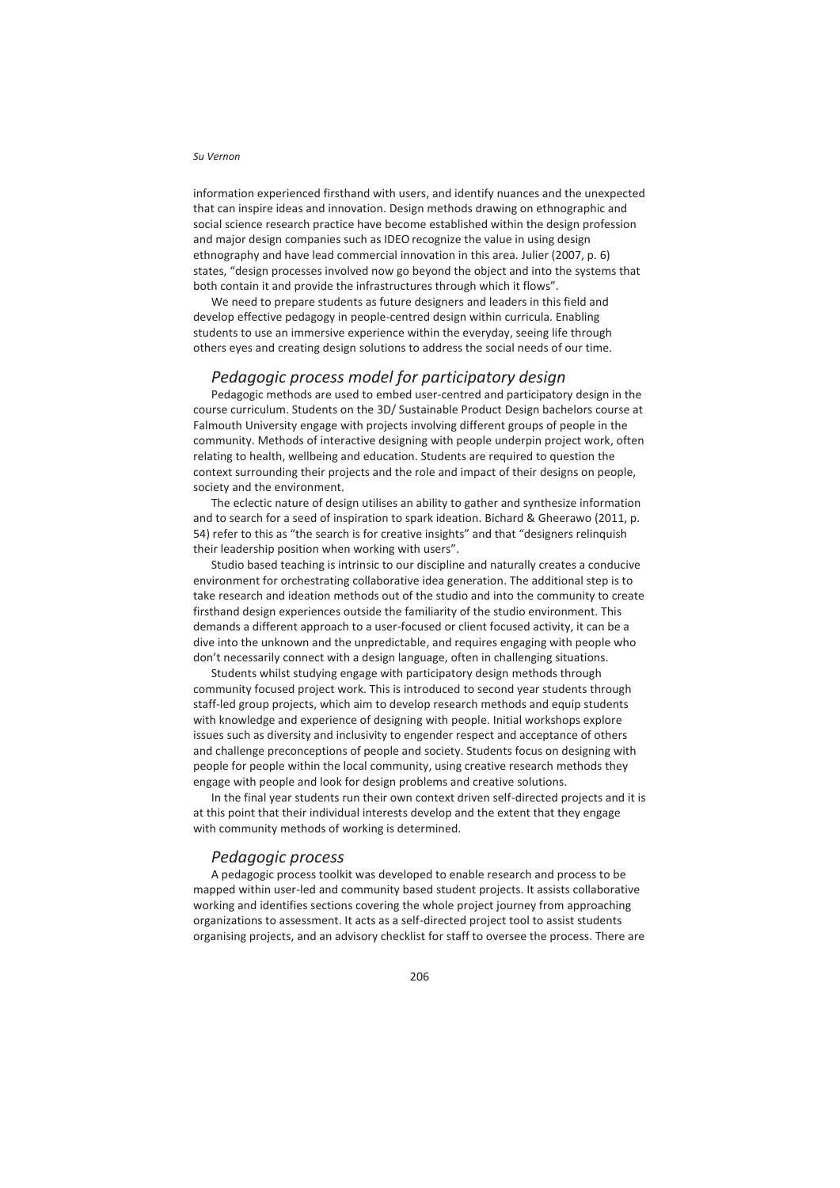information experienced firsthand with users, and identify nuances and the unexpected that can inspire ideas and innovation. Design methods drawing on ethnographic and social science research practice have become established within the design profession and major design companies such as IDEO recognize the value in using design ethnography and have lead commercial innovation in this area. Julier (2007, p. 6) states, "design processes involved now go beyond the object and into the systems that both contain it and provide the infrastructures through which it flows".

We need to prepare students as future designers and leaders in this field and develop effective pedagogy in people-centred design within curricula. Enabling students to use an immersive experience within the everyday, seeing life through others eyes and creating design solutions to address the social needs of our time.

## *Pedagogic process model for participatory design*

Pedagogic methods are used to embed user-centred and participatory design in the course curriculum. Students on the 3D/ Sustainable Product Design bachelors course at Falmouth University engage with projects involving different groups of people in the community. Methods of interactive designing with people underpin project work, often relating to health, wellbeing and education. Students are required to question the context surrounding their projects and the role and impact of their designs on people, society and the environment.

The eclectic nature of design utilises an ability to gather and synthesize information and to search for a seed of inspiration to spark ideation. Bichard & Gheerawo (2011, p. 54) refer to this as "the search is for creative insights" and that "designers relinquish their leadership position when working with users".

Studio based teaching is intrinsic to our discipline and naturally creates a conducive environment for orchestrating collaborative idea generation. The additional step is to take research and ideation methods out of the studio and into the community to create firsthand design experiences outside the familiarity of the studio environment. This demands a different approach to a user-focused or client focused activity, it can be a dive into the unknown and the unpredictable, and requires engaging with people who don't necessarily connect with a design language, often in challenging situations.

Students whilst studying engage with participatory design methods through community focused project work. This is introduced to second year students through staff-led group projects, which aim to develop research methods and equip students with knowledge and experience of designing with people. Initial workshops explore issues such as diversity and inclusivity to engender respect and acceptance of others and challenge preconceptions of people and society. Students focus on designing with people for people within the local community, using creative research methods they engage with people and look for design problems and creative solutions.

In the final year students run their own context driven self-directed projects and it is at this point that their individual interests develop and the extent that they engage with community methods of working is determined.

## *Pedagogic process*

A pedagogic process toolkit was developed to enable research and process to be mapped within user-led and community based student projects. It assists collaborative working and identifies sections covering the whole project journey from approaching organizations to assessment. It acts as a self-directed project tool to assist students organising projects, and an advisory checklist for staff to oversee the process. There are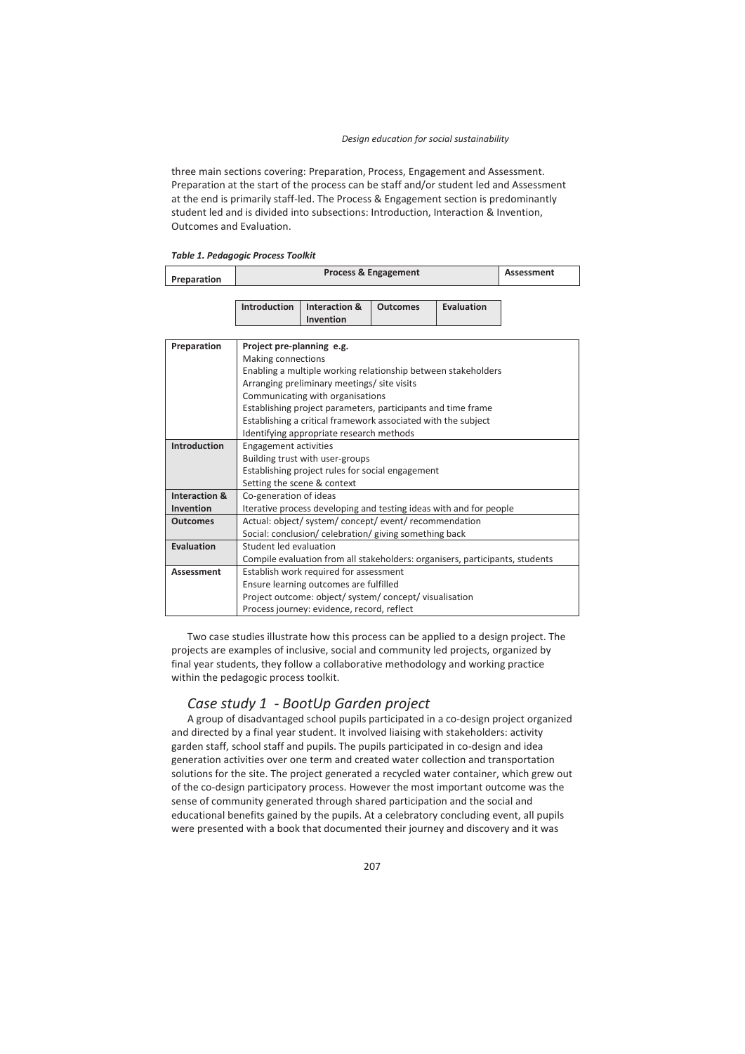three main sections covering: Preparation, Process, Engagement and Assessment. Preparation at the start of the process can be staff and/or student led and Assessment at the end is primarily staff-led. The Process & Engagement section is predominantly student led and is divided into subsections: Introduction, Interaction & Invention, Outcomes and Evaluation.

***Table 1. Pedagogic Process Toolkit***

| Preparation | Process & Engagement | | | | Assessment |
|---|---|---|---|---|---|
| | Introduction | Interaction & Invention | Outcomes | Evaluation | |

| | |
|---|---|
| **Preparation** | **Project pre-planning e.g.**<br>Making connections<br>Enabling a multiple working relationship between stakeholders<br>Arranging preliminary meetings/ site visits<br>Communicating with organisations<br>Establishing project parameters, participants and time frame<br>Establishing a critical framework associated with the subject<br>Identifying appropriate research methods |
| **Introduction** | Engagement activities<br>Building trust with user-groups<br>Establishing project rules for social engagement<br>Setting the scene & context |
| **Interaction & Invention** | Co-generation of ideas<br>Iterative process developing and testing ideas with and for people |
| **Outcomes** | Actual: object/ system/ concept/ event/ recommendation<br>Social: conclusion/ celebration/ giving something back |
| **Evaluation** | Student led evaluation<br>Compile evaluation from all stakeholders: organisers, participants, students |
| **Assessment** | Establish work required for assessment<br>Ensure learning outcomes are fulfilled<br>Project outcome: object/ system/ concept/ visualisation<br>Process journey: evidence, record, reflect |

Two case studies illustrate how this process can be applied to a design project. The projects are examples of inclusive, social and community led projects, organized by final year students, they follow a collaborative methodology and working practice within the pedagogic process toolkit.

## *Case study 1 - BootUp Garden project*

A group of disadvantaged school pupils participated in a co-design project organized and directed by a final year student. It involved liaising with stakeholders: activity garden staff, school staff and pupils. The pupils participated in co-design and idea generation activities over one term and created water collection and transportation solutions for the site. The project generated a recycled water container, which grew out of the co-design participatory process. However the most important outcome was the sense of community generated through shared participation and the social and educational benefits gained by the pupils. At a celebratory concluding event, all pupils were presented with a book that documented their journey and discovery and it was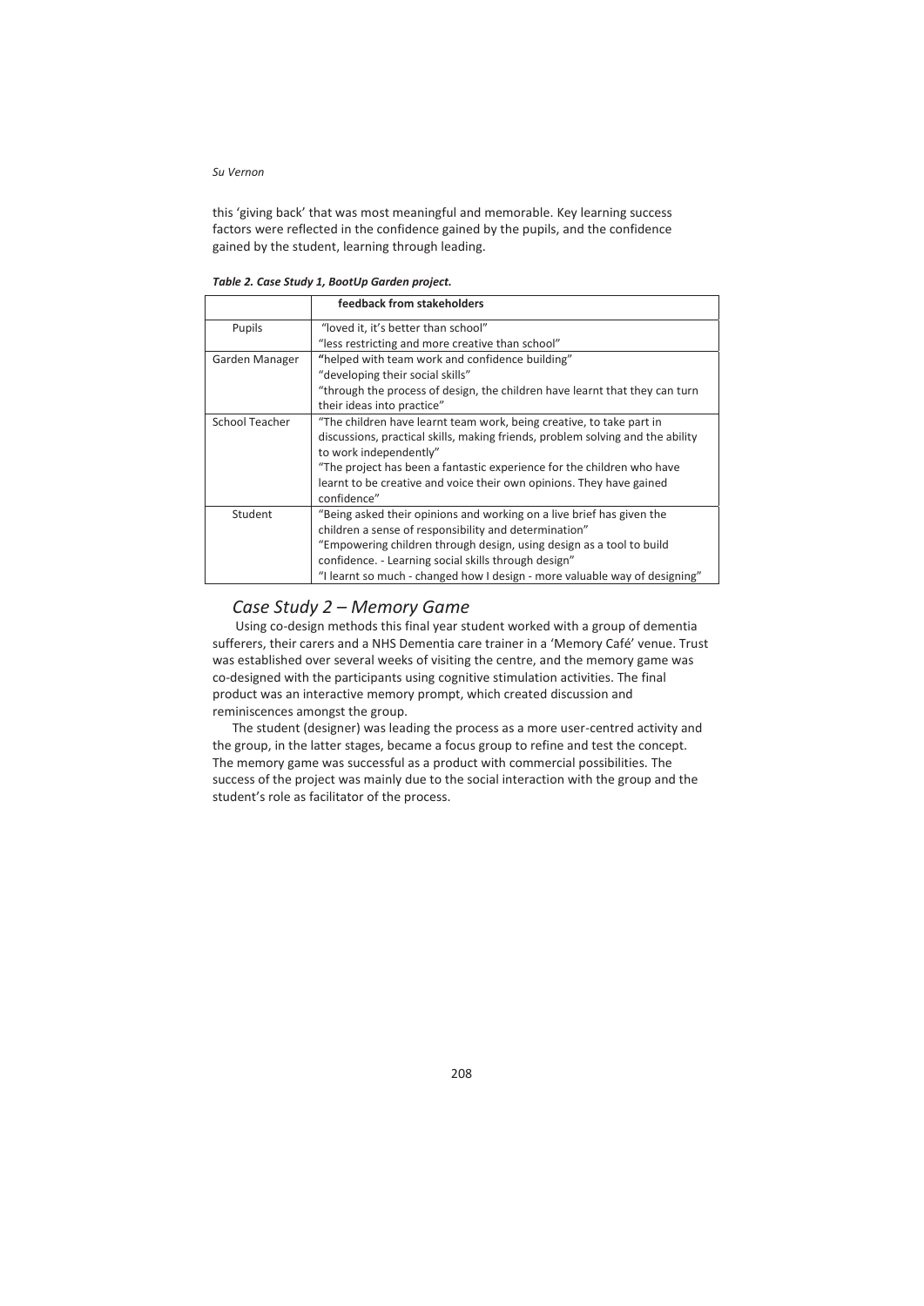this 'giving back' that was most meaningful and memorable. Key learning success factors were reflected in the confidence gained by the pupils, and the confidence gained by the student, learning through leading.

***Table 2. Case Study 1, BootUp Garden project.***

| | **feedback from stakeholders** |
|---|---|
| Pupils | "loved it, it's better than school"<br>"less restricting and more creative than school" |
| Garden Manager | "helped with team work and confidence building"<br>"developing their social skills"<br>"through the process of design, the children have learnt that they can turn their ideas into practice" |
| School Teacher | "The children have learnt team work, being creative, to take part in discussions, practical skills, making friends, problem solving and the ability to work independently"<br>"The project has been a fantastic experience for the children who have learnt to be creative and voice their own opinions. They have gained confidence" |
| Student | "Being asked their opinions and working on a live brief has given the children a sense of responsibility and determination"<br>"Empowering children through design, using design as a tool to build confidence. - Learning social skills through design"<br>"I learnt so much - changed how I design - more valuable way of designing" |

## *Case Study 2 – Memory Game*

Using co-design methods this final year student worked with a group of dementia sufferers, their carers and a NHS Dementia care trainer in a 'Memory Café' venue. Trust was established over several weeks of visiting the centre, and the memory game was co-designed with the participants using cognitive stimulation activities. The final product was an interactive memory prompt, which created discussion and reminiscences amongst the group.

The student (designer) was leading the process as a more user-centred activity and the group, in the latter stages, became a focus group to refine and test the concept. The memory game was successful as a product with commercial possibilities. The success of the project was mainly due to the social interaction with the group and the student's role as facilitator of the process.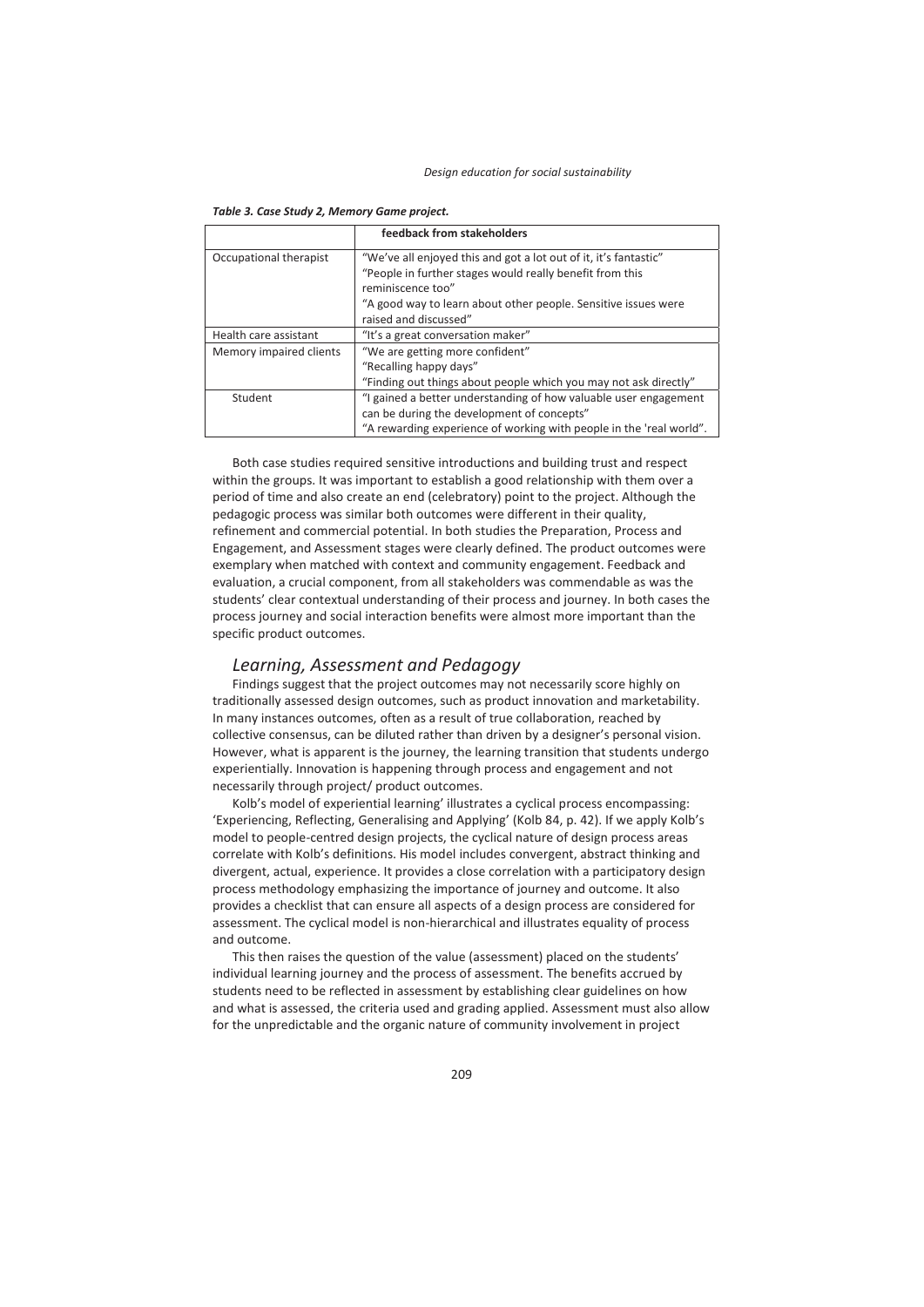*Table 3. Case Study 2, Memory Game project.*

| | feedback from stakeholders |
|---|---|
| Occupational therapist | "We've all enjoyed this and got a lot out of it, it's fantastic" "People in further stages would really benefit from this reminiscence too" "A good way to learn about other people. Sensitive issues were raised and discussed" |
| Health care assistant | "It's a great conversation maker" |
| Memory impaired clients | "We are getting more confident" "Recalling happy days" "Finding out things about people which you may not ask directly" |
| Student | "I gained a better understanding of how valuable user engagement can be during the development of concepts" "A rewarding experience of working with people in the 'real world". |

Both case studies required sensitive introductions and building trust and respect within the groups. It was important to establish a good relationship with them over a period of time and also create an end (celebratory) point to the project. Although the pedagogic process was similar both outcomes were different in their quality, refinement and commercial potential. In both studies the Preparation, Process and Engagement, and Assessment stages were clearly defined. The product outcomes were exemplary when matched with context and community engagement. Feedback and evaluation, a crucial component, from all stakeholders was commendable as was the students' clear contextual understanding of their process and journey. In both cases the process journey and social interaction benefits were almost more important than the specific product outcomes.

## Learning, Assessment and Pedagogy

Findings suggest that the project outcomes may not necessarily score highly on traditionally assessed design outcomes, such as product innovation and marketability. In many instances outcomes, often as a result of true collaboration, reached by collective consensus, can be diluted rather than driven by a designer's personal vision. However, what is apparent is the journey, the learning transition that students undergo experientially. Innovation is happening through process and engagement and not necessarily through project/ product outcomes.

Kolb's model of experiential learning' illustrates a cyclical process encompassing: 'Experiencing, Reflecting, Generalising and Applying' (Kolb 84, p. 42). If we apply Kolb's model to people-centred design projects, the cyclical nature of design process areas correlate with Kolb's definitions. His model includes convergent, abstract thinking and divergent, actual, experience. It provides a close correlation with a participatory design process methodology emphasizing the importance of journey and outcome. It also provides a checklist that can ensure all aspects of a design process are considered for assessment. The cyclical model is non-hierarchical and illustrates equality of process and outcome.

This then raises the question of the value (assessment) placed on the students' individual learning journey and the process of assessment. The benefits accrued by students need to be reflected in assessment by establishing clear guidelines on how and what is assessed, the criteria used and grading applied. Assessment must also allow for the unpredictable and the organic nature of community involvement in project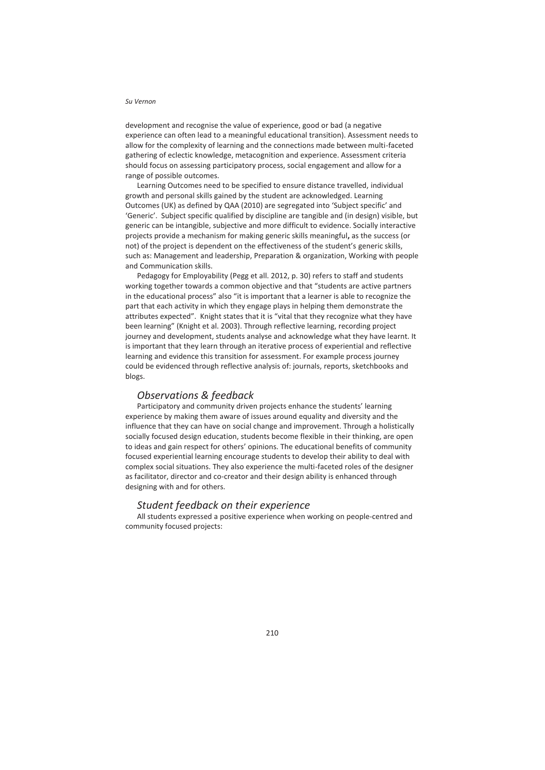development and recognise the value of experience, good or bad (a negative experience can often lead to a meaningful educational transition). Assessment needs to allow for the complexity of learning and the connections made between multi-faceted gathering of eclectic knowledge, metacognition and experience. Assessment criteria should focus on assessing participatory process, social engagement and allow for a range of possible outcomes.

Learning Outcomes need to be specified to ensure distance travelled, individual growth and personal skills gained by the student are acknowledged. Learning Outcomes (UK) as defined by QAA (2010) are segregated into 'Subject specific' and 'Generic'. Subject specific qualified by discipline are tangible and (in design) visible, but generic can be intangible, subjective and more difficult to evidence. Socially interactive projects provide a mechanism for making generic skills meaningful**,** as the success (or not) of the project is dependent on the effectiveness of the student's generic skills, such as: Management and leadership, Preparation & organization, Working with people and Communication skills.

Pedagogy for Employability (Pegg et all. 2012, p. 30) refers to staff and students working together towards a common objective and that "students are active partners in the educational process" also "it is important that a learner is able to recognize the part that each activity in which they engage plays in helping them demonstrate the attributes expected". Knight states that it is "vital that they recognize what they have been learning" (Knight et al. 2003). Through reflective learning, recording project journey and development, students analyse and acknowledge what they have learnt. It is important that they learn through an iterative process of experiential and reflective learning and evidence this transition for assessment. For example process journey could be evidenced through reflective analysis of: journals, reports, sketchbooks and blogs.

## *Observations & feedback*

Participatory and community driven projects enhance the students' learning experience by making them aware of issues around equality and diversity and the influence that they can have on social change and improvement. Through a holistically socially focused design education, students become flexible in their thinking, are open to ideas and gain respect for others' opinions. The educational benefits of community focused experiential learning encourage students to develop their ability to deal with complex social situations. They also experience the multi-faceted roles of the designer as facilitator, director and co-creator and their design ability is enhanced through designing with and for others.

## *Student feedback on their experience*

All students expressed a positive experience when working on people-centred and community focused projects: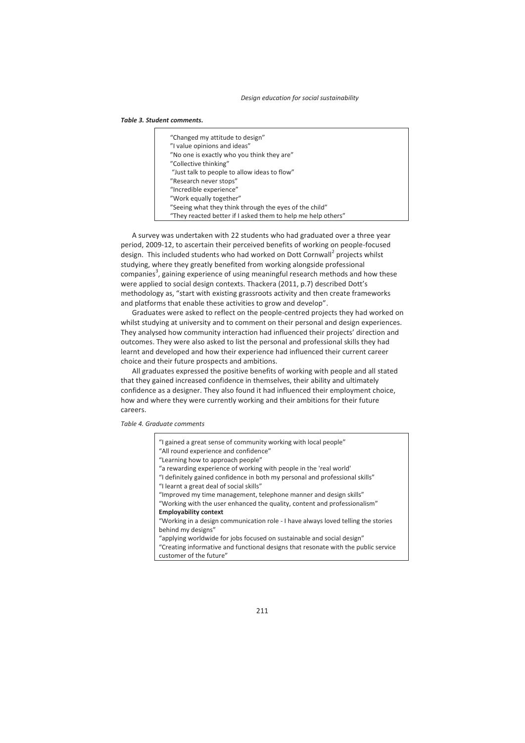***Table 3. Student comments.***

| |
|---|
| "Changed my attitude to design" |
| "I value opinions and ideas" |
| "No one is exactly who you think they are" |
| "Collective thinking" |
| "Just talk to people to allow ideas to flow" |
| "Research never stops" |
| "Incredible experience" |
| "Work equally together" |
| "Seeing what they think through the eyes of the child" |
| "They reacted better if I asked them to help me help others" |

A survey was undertaken with 22 students who had graduated over a three year period, 2009-12, to ascertain their perceived benefits of working on people-focused design. This included students who had worked on Dott Cornwall[2] projects whilst studying, where they greatly benefited from working alongside professional companies[3], gaining experience of using meaningful research methods and how these were applied to social design contexts. Thackera (2011, p.7) described Dott's methodology as, "start with existing grassroots activity and then create frameworks and platforms that enable these activities to grow and develop".

Graduates were asked to reflect on the people-centred projects they had worked on whilst studying at university and to comment on their personal and design experiences. They analysed how community interaction had influenced their projects' direction and outcomes. They were also asked to list the personal and professional skills they had learnt and developed and how their experience had influenced their current career choice and their future prospects and ambitions.

All graduates expressed the positive benefits of working with people and all stated that they gained increased confidence in themselves, their ability and ultimately confidence as a designer. They also found it had influenced their employment choice, how and where they were currently working and their ambitions for their future careers.

*Table 4. Graduate comments*

| |
|---|
| "I gained a great sense of community working with local people" |
| "All round experience and confidence" |
| "Learning how to approach people" |
| "a rewarding experience of working with people in the 'real world' |
| "I definitely gained confidence in both my personal and professional skills" |
| "I learnt a great deal of social skills" |
| "Improved my time management, telephone manner and design skills" |
| "Working with the user enhanced the quality, content and professionalism" |
| **Employability context** |
| "Working in a design communication role - I have always loved telling the stories behind my designs" |
| "applying worldwide for jobs focused on sustainable and social design" |
| "Creating informative and functional designs that resonate with the public service customer of the future" |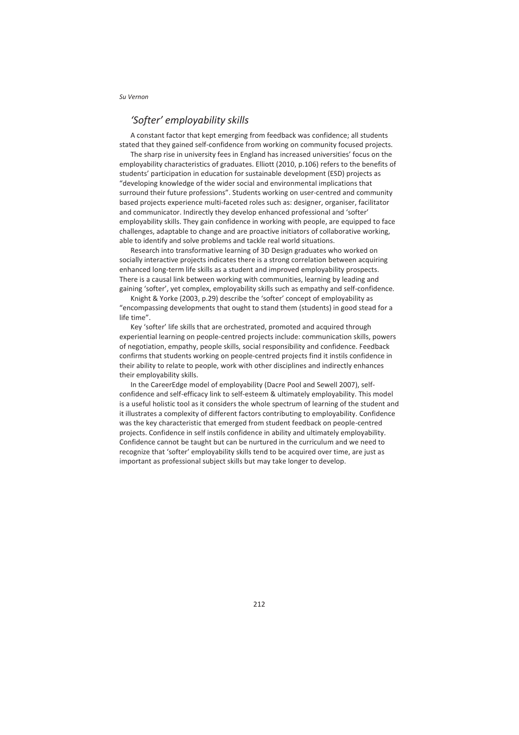## *'Softer' employability skills*

A constant factor that kept emerging from feedback was confidence; all students stated that they gained self-confidence from working on community focused projects.

The sharp rise in university fees in England has increased universities' focus on the employability characteristics of graduates. Elliott (2010, p.106) refers to the benefits of students' participation in education for sustainable development (ESD) projects as "developing knowledge of the wider social and environmental implications that surround their future professions". Students working on user-centred and community based projects experience multi-faceted roles such as: designer, organiser, facilitator and communicator. Indirectly they develop enhanced professional and 'softer' employability skills. They gain confidence in working with people, are equipped to face challenges, adaptable to change and are proactive initiators of collaborative working, able to identify and solve problems and tackle real world situations.

Research into transformative learning of 3D Design graduates who worked on socially interactive projects indicates there is a strong correlation between acquiring enhanced long-term life skills as a student and improved employability prospects. There is a causal link between working with communities, learning by leading and gaining 'softer', yet complex, employability skills such as empathy and self-confidence.

Knight & Yorke (2003, p.29) describe the 'softer' concept of employability as "encompassing developments that ought to stand them (students) in good stead for a life time".

Key 'softer' life skills that are orchestrated, promoted and acquired through experiential learning on people-centred projects include: communication skills, powers of negotiation, empathy, people skills, social responsibility and confidence. Feedback confirms that students working on people-centred projects find it instils confidence in their ability to relate to people, work with other disciplines and indirectly enhances their employability skills.

In the CareerEdge model of employability (Dacre Pool and Sewell 2007), self-confidence and self-efficacy link to self-esteem & ultimately employability. This model is a useful holistic tool as it considers the whole spectrum of learning of the student and it illustrates a complexity of different factors contributing to employability. Confidence was the key characteristic that emerged from student feedback on people-centred projects. Confidence in self instils confidence in ability and ultimately employability. Confidence cannot be taught but can be nurtured in the curriculum and we need to recognize that 'softer' employability skills tend to be acquired over time, are just as important as professional subject skills but may take longer to develop.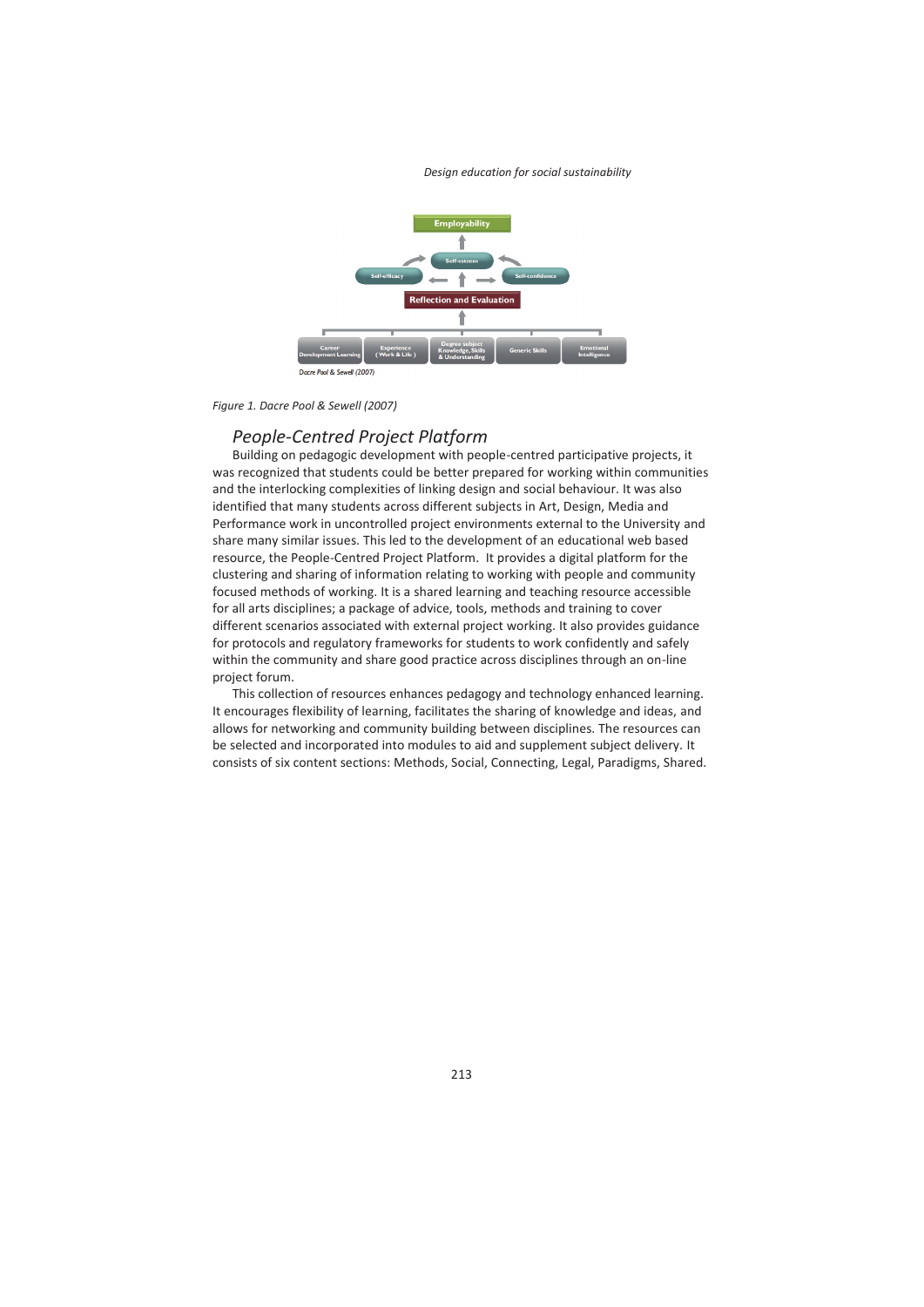Figure 1. Dacre Pool & Sewell (2007)

## People-Centred Project Platform

Building on pedagogic development with people-centred participative projects, it was recognized that students could be better prepared for working within communities and the interlocking complexities of linking design and social behaviour. It was also identified that many students across different subjects in Art, Design, Media and Performance work in uncontrolled project environments external to the University and share many similar issues. This led to the development of an educational web based resource, the People-Centred Project Platform. It provides a digital platform for the clustering and sharing of information relating to working with people and community focused methods of working. It is a shared learning and teaching resource accessible for all arts disciplines; a package of advice, tools, methods and training to cover different scenarios associated with external project working. It also provides guidance for protocols and regulatory frameworks for students to work confidently and safely within the community and share good practice across disciplines through an on-line project forum.

This collection of resources enhances pedagogy and technology enhanced learning. It encourages flexibility of learning, facilitates the sharing of knowledge and ideas, and allows for networking and community building between disciplines. The resources can be selected and incorporated into modules to aid and supplement subject delivery. It consists of six content sections: Methods, Social, Connecting, Legal, Paradigms, Shared.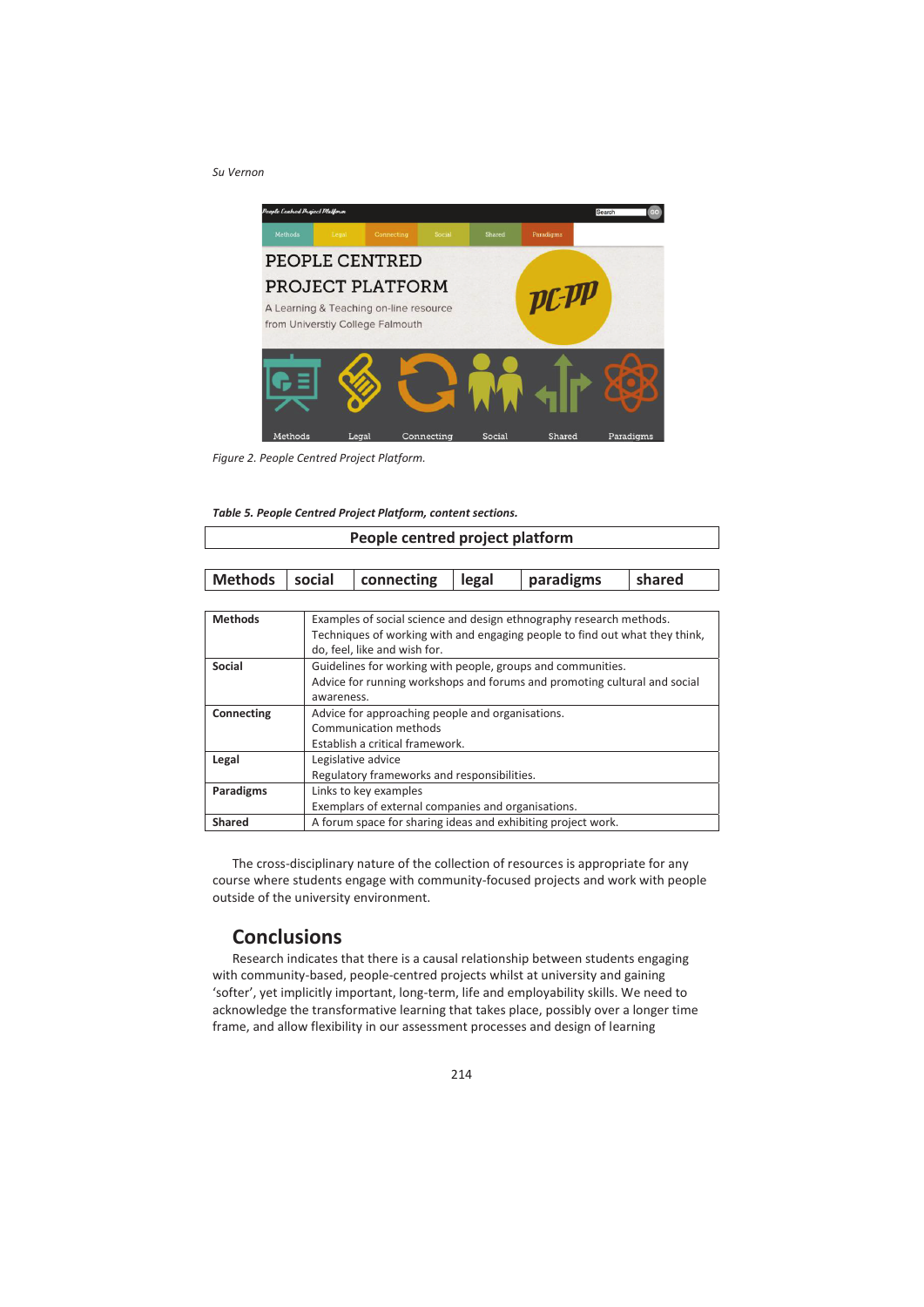Figure 2. People Centred Project Platform.

***Table 5. People Centred Project Platform, content sections.***

**People centred project platform**

| Methods | social | connecting | legal | paradigms | shared |
|---|---|---|---|---|---|

| | |
|---|---|
| **Methods** | Examples of social science and design ethnography research methods. Techniques of working with and engaging people to find out what they think, do, feel, like and wish for. |
| **Social** | Guidelines for working with people, groups and communities. Advice for running workshops and forums and promoting cultural and social awareness. |
| **Connecting** | Advice for approaching people and organisations. Communication methods Establish a critical framework. |
| **Legal** | Legislative advice Regulatory frameworks and responsibilities. |
| **Paradigms** | Links to key examples Exemplars of external companies and organisations. |
| **Shared** | A forum space for sharing ideas and exhibiting project work. |

The cross-disciplinary nature of the collection of resources is appropriate for any course where students engage with community-focused projects and work with people outside of the university environment.

## Conclusions

Research indicates that there is a causal relationship between students engaging with community-based, people-centred projects whilst at university and gaining 'softer', yet implicitly important, long-term, life and employability skills. We need to acknowledge the transformative learning that takes place, possibly over a longer time frame, and allow flexibility in our assessment processes and design of learning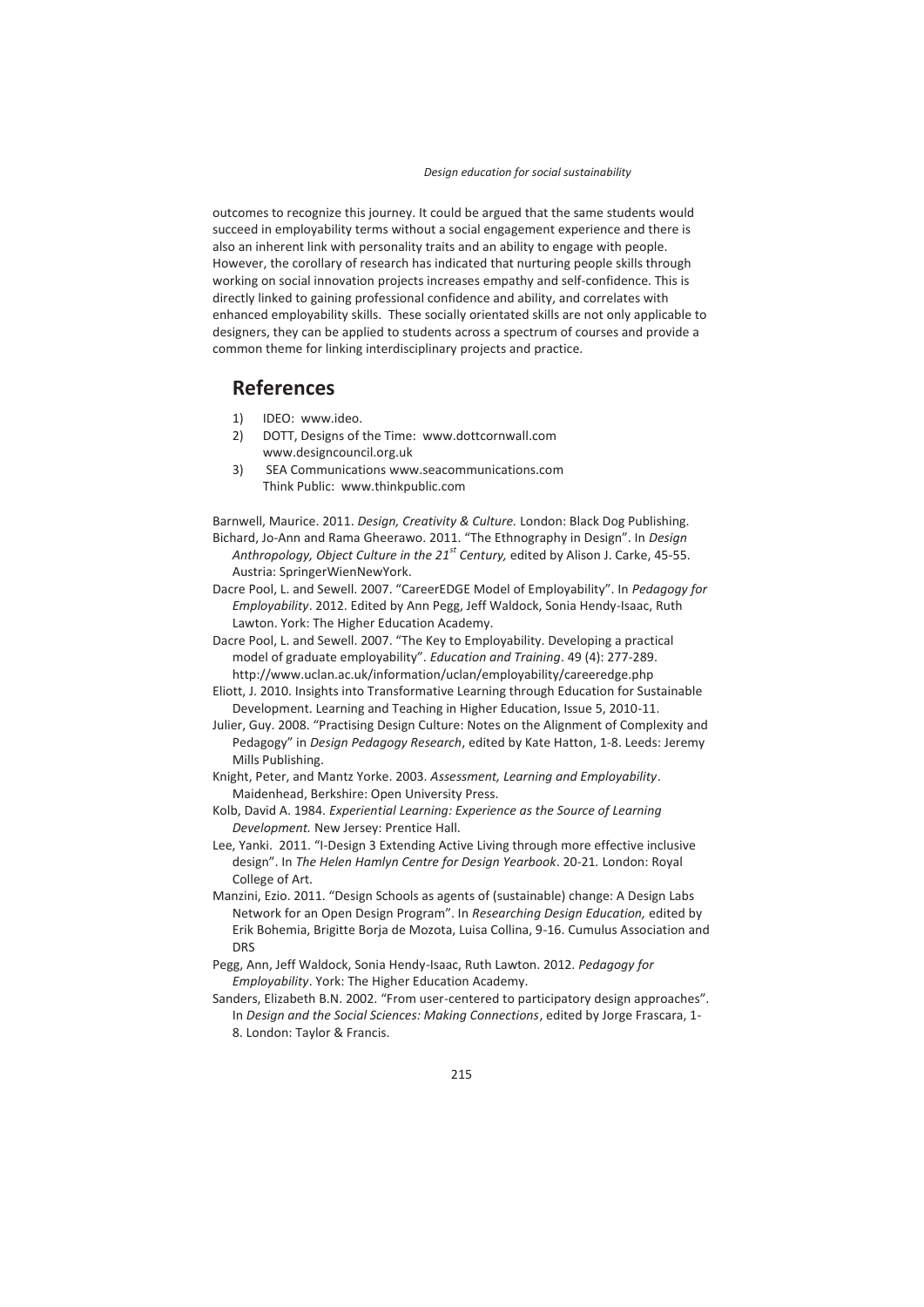outcomes to recognize this journey. It could be argued that the same students would succeed in employability terms without a social engagement experience and there is also an inherent link with personality traits and an ability to engage with people. However, the corollary of research has indicated that nurturing people skills through working on social innovation projects increases empathy and self-confidence. This is directly linked to gaining professional confidence and ability, and correlates with enhanced employability skills. These socially orientated skills are not only applicable to designers, they can be applied to students across a spectrum of courses and provide a common theme for linking interdisciplinary projects and practice.

## References

1) IDEO: www.ideo.
2) DOTT, Designs of the Time: www.dottcornwall.com www.designcouncil.org.uk
3) SEA Communications www.seacommunications.com Think Public: www.thinkpublic.com

Barnwell, Maurice. 2011. *Design, Creativity & Culture.* London: Black Dog Publishing.

Bichard, Jo-Ann and Rama Gheerawo. 2011. "The Ethnography in Design". In *Design Anthropology, Object Culture in the 21st Century,* edited by Alison J. Carke, 45-55. Austria: SpringerWienNewYork.

Dacre Pool, L. and Sewell. 2007. "CareerEDGE Model of Employability". In *Pedagogy for Employability*. 2012. Edited by Ann Pegg, Jeff Waldock, Sonia Hendy-Isaac, Ruth Lawton. York: The Higher Education Academy.

Dacre Pool, L. and Sewell. 2007. "The Key to Employability. Developing a practical model of graduate employability". *Education and Training*. 49 (4): 277-289. http://www.uclan.ac.uk/information/uclan/employability/careeredge.php

Eliott, J. 2010. Insights into Transformative Learning through Education for Sustainable Development. Learning and Teaching in Higher Education, Issue 5, 2010-11.

Julier, Guy. 2008. "Practising Design Culture: Notes on the Alignment of Complexity and Pedagogy" in *Design Pedagogy Research*, edited by Kate Hatton, 1-8. Leeds: Jeremy Mills Publishing.

Knight, Peter, and Mantz Yorke. 2003. *Assessment, Learning and Employability*. Maidenhead, Berkshire: Open University Press.

Kolb, David A. 1984. *Experiential Learning: Experience as the Source of Learning Development.* New Jersey: Prentice Hall.

Lee, Yanki. 2011. "I-Design 3 Extending Active Living through more effective inclusive design". In *The Helen Hamlyn Centre for Design Yearbook*. 20-21. London: Royal College of Art.

Manzini, Ezio. 2011. "Design Schools as agents of (sustainable) change: A Design Labs Network for an Open Design Program". In *Researching Design Education,* edited by Erik Bohemia, Brigitte Borja de Mozota, Luisa Collina, 9-16. Cumulus Association and DRS

Pegg, Ann, Jeff Waldock, Sonia Hendy-Isaac, Ruth Lawton. 2012. *Pedagogy for Employability*. York: The Higher Education Academy.

Sanders, Elizabeth B.N. 2002. "From user-centered to participatory design approaches". In *Design and the Social Sciences: Making Connections*, edited by Jorge Frascara, 1-8. London: Taylor & Francis.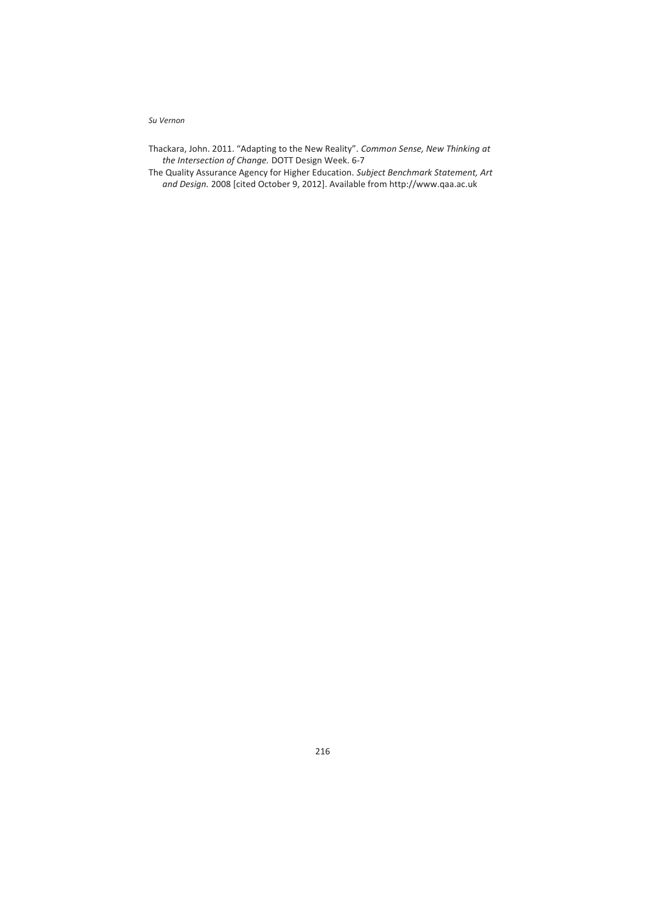Thackara, John. 2011. "Adapting to the New Reality". *Common Sense, New Thinking at the Intersection of Change.* DOTT Design Week. 6-7

The Quality Assurance Agency for Higher Education. *Subject Benchmark Statement, Art and Design.* 2008 [cited October 9, 2012]. Available from http://www.qaa.ac.uk